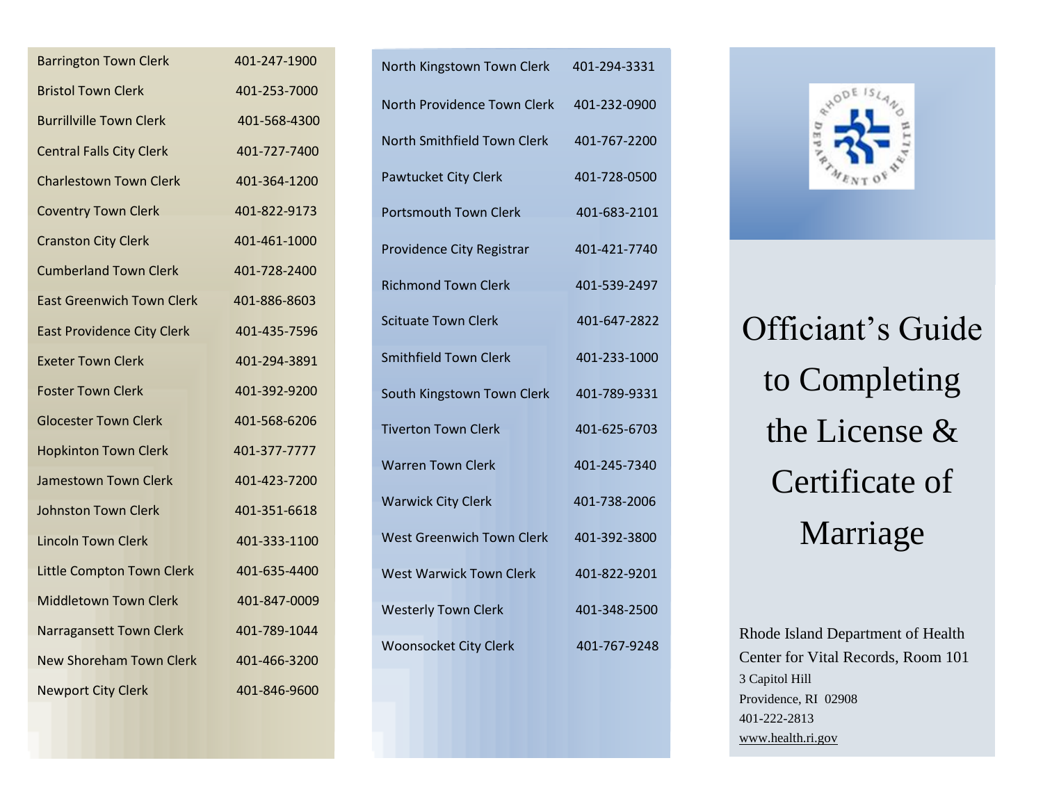| Town/City Clerk | Phone |
|---|---|
| Barrington Town Clerk | 401-247-1900 |
| Bristol Town Clerk | 401-253-7000 |
| Burrillville Town Clerk | 401-568-4300 |
| Central Falls City Clerk | 401-727-7400 |
| Charlestown Town Clerk | 401-364-1200 |
| Coventry Town Clerk | 401-822-9173 |
| Cranston City Clerk | 401-461-1000 |
| Cumberland Town Clerk | 401-728-2400 |
| East Greenwich Town Clerk | 401-886-8603 |
| East Providence City Clerk | 401-435-7596 |
| Exeter Town Clerk | 401-294-3891 |
| Foster Town Clerk | 401-392-9200 |
| Glocester Town Clerk | 401-568-6206 |
| Hopkinton Town Clerk | 401-377-7777 |
| Jamestown Town Clerk | 401-423-7200 |
| Johnston Town Clerk | 401-351-6618 |
| Lincoln Town Clerk | 401-333-1100 |
| Little Compton Town Clerk | 401-635-4400 |
| Middletown Town Clerk | 401-847-0009 |
| Narragansett Town Clerk | 401-789-1044 |
| New Shoreham Town Clerk | 401-466-3200 |
| Newport City Clerk | 401-846-9600 |
| North Kingstown Town Clerk | 401-294-3331 |
| North Providence Town Clerk | 401-232-0900 |
| North Smithfield Town Clerk | 401-767-2200 |
| Pawtucket City Clerk | 401-728-0500 |
| Portsmouth Town Clerk | 401-683-2101 |
| Providence City Registrar | 401-421-7740 |
| Richmond Town Clerk | 401-539-2497 |
| Scituate Town Clerk | 401-647-2822 |
| Smithfield Town Clerk | 401-233-1000 |
| South Kingstown Town Clerk | 401-789-9331 |
| Tiverton Town Clerk | 401-625-6703 |
| Warren Town Clerk | 401-245-7340 |
| Warwick City Clerk | 401-738-2006 |
| West Greenwich Town Clerk | 401-392-3800 |
| West Warwick Town Clerk | 401-822-9201 |
| Westerly Town Clerk | 401-348-2500 |
| Woonsocket City Clerk | 401-767-9248 |

# Officiant's Guide to Completing the License & Certificate of Marriage

Rhode Island Department of Health
Center for Vital Records, Room 101
3 Capitol Hill
Providence, RI 02908
401-222-2813
www.health.ri.gov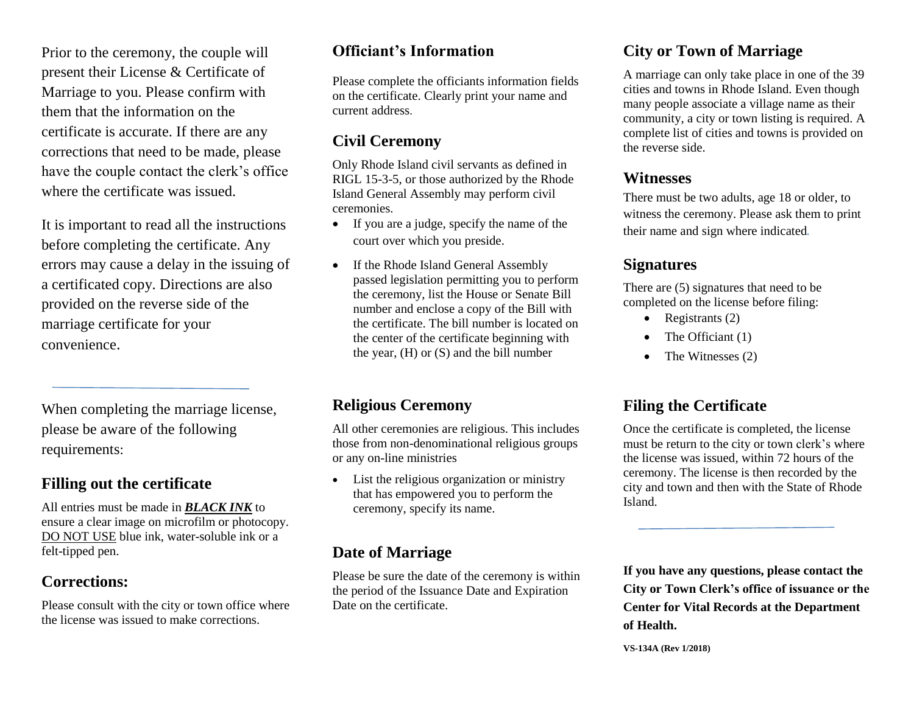Prior to the ceremony, the couple will present their License & Certificate of Marriage to you. Please confirm with them that the information on the certificate is accurate. If there are any corrections that need to be made, please have the couple contact the clerk's office where the certificate was issued.

It is important to read all the instructions before completing the certificate. Any errors may cause a delay in the issuing of a certificated copy. Directions are also provided on the reverse side of the marriage certificate for your convenience.

---

When completing the marriage license, please be aware of the following requirements:

## Filling out the certificate

All entries must be made in ***BLACK INK*** to ensure a clear image on microfilm or photocopy. DO NOT USE blue ink, water-soluble ink or a felt-tipped pen.

## Corrections:

Please consult with the city or town office where the license was issued to make corrections.

## Officiant's Information

Please complete the officiants information fields on the certificate. Clearly print your name and current address.

## Civil Ceremony

Only Rhode Island civil servants as defined in RIGL 15-3-5, or those authorized by the Rhode Island General Assembly may perform civil ceremonies.

- If you are a judge, specify the name of the court over which you preside.
- If the Rhode Island General Assembly passed legislation permitting you to perform the ceremony, list the House or Senate Bill number and enclose a copy of the Bill with the certificate. The bill number is located on the center of the certificate beginning with the year, (H) or (S) and the bill number

## Religious Ceremony

All other ceremonies are religious. This includes those from non-denominational religious groups or any on-line ministries

- List the religious organization or ministry that has empowered you to perform the ceremony, specify its name.

## Date of Marriage

Please be sure the date of the ceremony is within the period of the Issuance Date and Expiration Date on the certificate.

## City or Town of Marriage

A marriage can only take place in one of the 39 cities and towns in Rhode Island. Even though many people associate a village name as their community, a city or town listing is required. A complete list of cities and towns is provided on the reverse side.

## Witnesses

There must be two adults, age 18 or older, to witness the ceremony. Please ask them to print their name and sign where indicated.

## Signatures

There are (5) signatures that need to be completed on the license before filing:

- Registrants (2)
- The Officiant (1)
- The Witnesses (2)

## Filing the Certificate

Once the certificate is completed, the license must be return to the city or town clerk's where the license was issued, within 72 hours of the ceremony. The license is then recorded by the city and town and then with the State of Rhode Island.

---

**If you have any questions, please contact the City or Town Clerk's office of issuance or the Center for Vital Records at the Department of Health.**

**VS-134A (Rev 1/2018)**